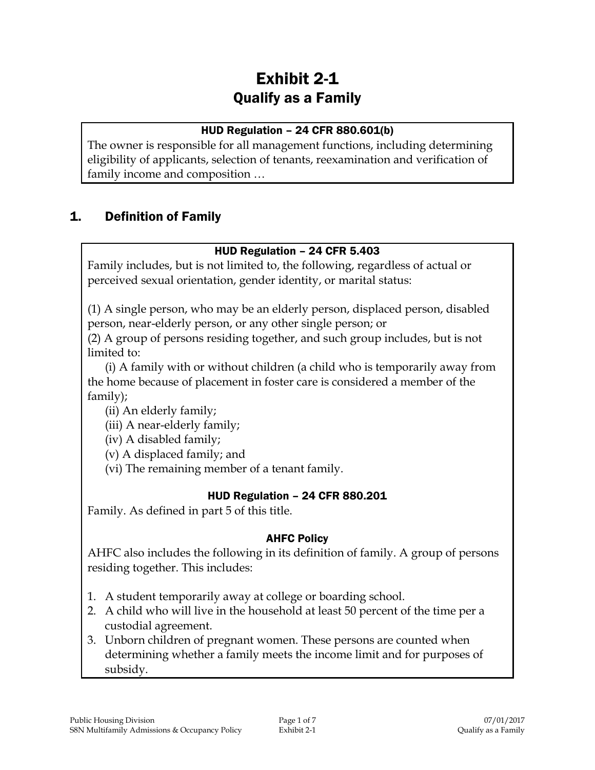# Exhibit 2-1
## Qualify as a Family

**HUD Regulation – 24 CFR 880.601(b)**

The owner is responsible for all management functions, including determining eligibility of applicants, selection of tenants, reexamination and verification of family income and composition …

## 1. Definition of Family

**HUD Regulation – 24 CFR 5.403**

Family includes, but is not limited to, the following, regardless of actual or perceived sexual orientation, gender identity, or marital status:

(1) A single person, who may be an elderly person, displaced person, disabled person, near-elderly person, or any other single person; or

(2) A group of persons residing together, and such group includes, but is not limited to:

(i) A family with or without children (a child who is temporarily away from the home because of placement in foster care is considered a member of the family);

(ii) An elderly family;

(iii) A near-elderly family;

(iv) A disabled family;

(v) A displaced family; and

(vi) The remaining member of a tenant family.

**HUD Regulation – 24 CFR 880.201**

Family. As defined in part 5 of this title.

**AHFC Policy**

AHFC also includes the following in its definition of family. A group of persons residing together. This includes:

1. A student temporarily away at college or boarding school.
2. A child who will live in the household at least 50 percent of the time per a custodial agreement.
3. Unborn children of pregnant women. These persons are counted when determining whether a family meets the income limit and for purposes of subsidy.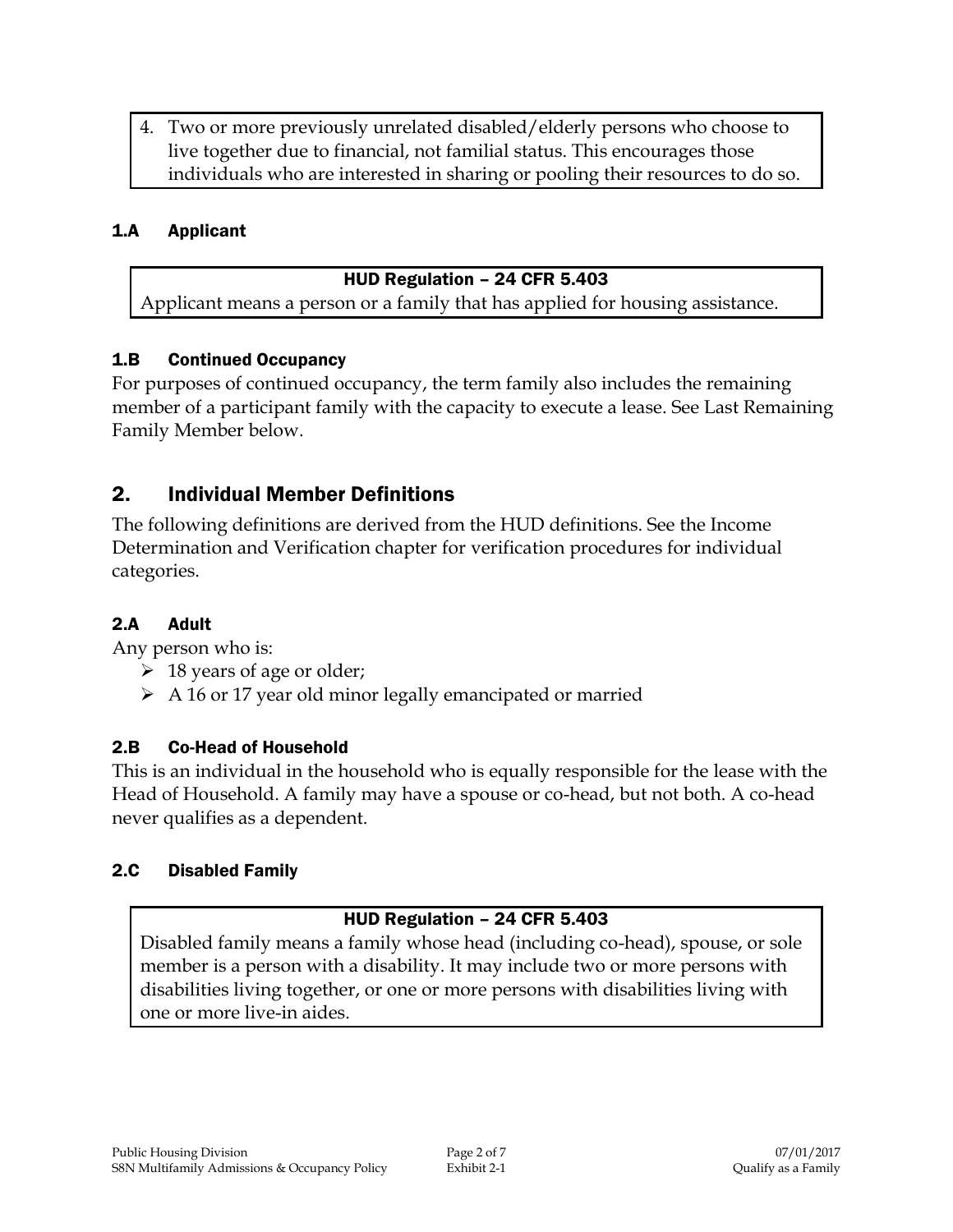4. Two or more previously unrelated disabled/elderly persons who choose to live together due to financial, not familial status. This encourages those individuals who are interested in sharing or pooling their resources to do so.

### 1.A Applicant

**HUD Regulation – 24 CFR 5.403**

Applicant means a person or a family that has applied for housing assistance.

### 1.B Continued Occupancy

For purposes of continued occupancy, the term family also includes the remaining member of a participant family with the capacity to execute a lease. See Last Remaining Family Member below.

## 2. Individual Member Definitions

The following definitions are derived from the HUD definitions. See the Income Determination and Verification chapter for verification procedures for individual categories.

### 2.A Adult

Any person who is:

- 18 years of age or older;
- A 16 or 17 year old minor legally emancipated or married

### 2.B Co-Head of Household

This is an individual in the household who is equally responsible for the lease with the Head of Household. A family may have a spouse or co-head, but not both. A co-head never qualifies as a dependent.

### 2.C Disabled Family

**HUD Regulation – 24 CFR 5.403**

Disabled family means a family whose head (including co-head), spouse, or sole member is a person with a disability. It may include two or more persons with disabilities living together, or one or more persons with disabilities living with one or more live-in aides.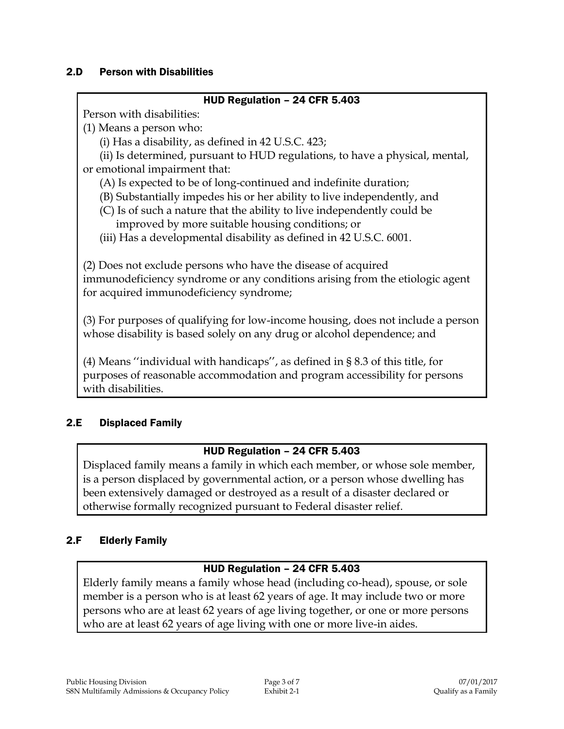## 2.D Person with Disabilities

**HUD Regulation – 24 CFR 5.403**

Person with disabilities:

(1) Means a person who:

(i) Has a disability, as defined in 42 U.S.C. 423;

(ii) Is determined, pursuant to HUD regulations, to have a physical, mental, or emotional impairment that:

(A) Is expected to be of long-continued and indefinite duration;

(B) Substantially impedes his or her ability to live independently, and

(C) Is of such a nature that the ability to live independently could be improved by more suitable housing conditions; or

(iii) Has a developmental disability as defined in 42 U.S.C. 6001.

(2) Does not exclude persons who have the disease of acquired immunodeficiency syndrome or any conditions arising from the etiologic agent for acquired immunodeficiency syndrome;

(3) For purposes of qualifying for low-income housing, does not include a person whose disability is based solely on any drug or alcohol dependence; and

(4) Means ''individual with handicaps'', as defined in § 8.3 of this title, for purposes of reasonable accommodation and program accessibility for persons with disabilities.

## 2.E Displaced Family

**HUD Regulation – 24 CFR 5.403**

Displaced family means a family in which each member, or whose sole member, is a person displaced by governmental action, or a person whose dwelling has been extensively damaged or destroyed as a result of a disaster declared or otherwise formally recognized pursuant to Federal disaster relief.

## 2.F Elderly Family

**HUD Regulation – 24 CFR 5.403**

Elderly family means a family whose head (including co-head), spouse, or sole member is a person who is at least 62 years of age. It may include two or more persons who are at least 62 years of age living together, or one or more persons who are at least 62 years of age living with one or more live-in aides.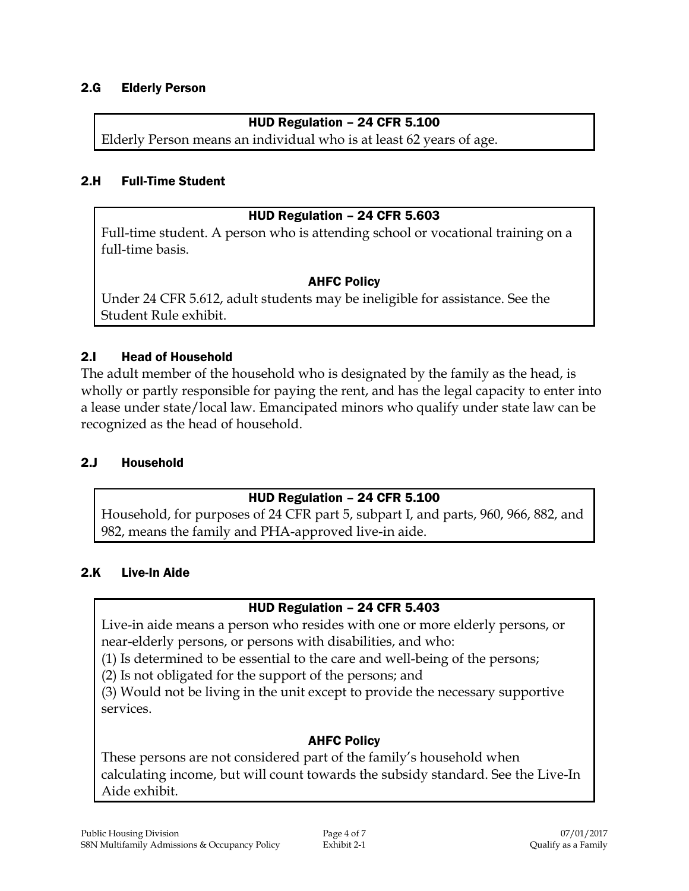### 2.G Elderly Person

**HUD Regulation – 24 CFR 5.100**

Elderly Person means an individual who is at least 62 years of age.

### 2.H Full-Time Student

**HUD Regulation – 24 CFR 5.603**

Full-time student. A person who is attending school or vocational training on a full-time basis.

**AHFC Policy**

Under 24 CFR 5.612, adult students may be ineligible for assistance. See the Student Rule exhibit.

### 2.I Head of Household

The adult member of the household who is designated by the family as the head, is wholly or partly responsible for paying the rent, and has the legal capacity to enter into a lease under state/local law. Emancipated minors who qualify under state law can be recognized as the head of household.

### 2.J Household

**HUD Regulation – 24 CFR 5.100**

Household, for purposes of 24 CFR part 5, subpart I, and parts, 960, 966, 882, and 982, means the family and PHA-approved live-in aide.

### 2.K Live-In Aide

**HUD Regulation – 24 CFR 5.403**

Live-in aide means a person who resides with one or more elderly persons, or near-elderly persons, or persons with disabilities, and who:

(1) Is determined to be essential to the care and well-being of the persons;

(2) Is not obligated for the support of the persons; and

(3) Would not be living in the unit except to provide the necessary supportive services.

**AHFC Policy**

These persons are not considered part of the family's household when calculating income, but will count towards the subsidy standard. See the Live-In Aide exhibit.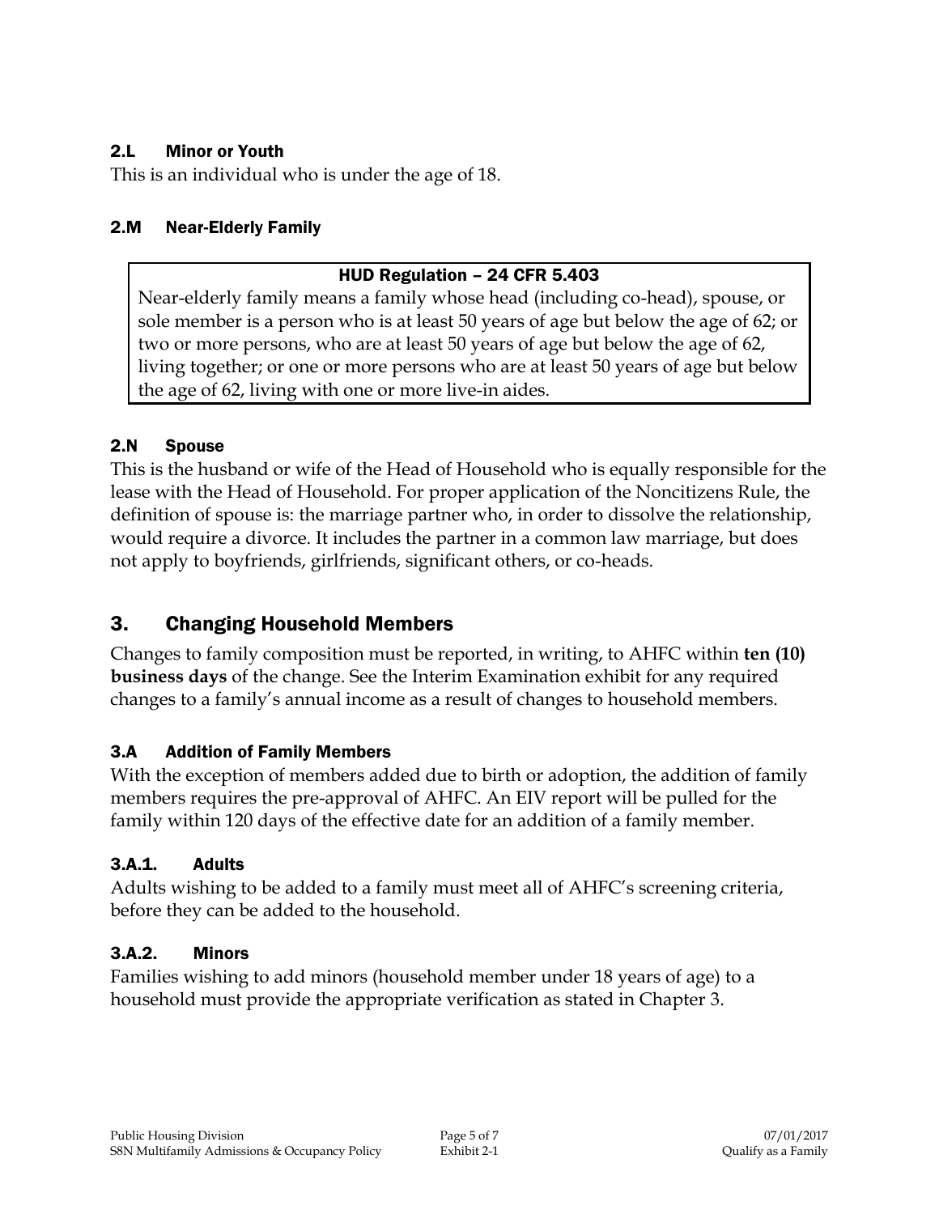### 2.L Minor or Youth

This is an individual who is under the age of 18.

### 2.M Near-Elderly Family

| HUD Regulation – 24 CFR 5.403 |
|---|
| Near-elderly family means a family whose head (including co-head), spouse, or sole member is a person who is at least 50 years of age but below the age of 62; or two or more persons, who are at least 50 years of age but below the age of 62, living together; or one or more persons who are at least 50 years of age but below the age of 62, living with one or more live-in aides. |

### 2.N Spouse

This is the husband or wife of the Head of Household who is equally responsible for the lease with the Head of Household. For proper application of the Noncitizens Rule, the definition of spouse is: the marriage partner who, in order to dissolve the relationship, would require a divorce. It includes the partner in a common law marriage, but does not apply to boyfriends, girlfriends, significant others, or co-heads.

## 3. Changing Household Members

Changes to family composition must be reported, in writing, to AHFC within **ten (10) business days** of the change. See the Interim Examination exhibit for any required changes to a family's annual income as a result of changes to household members.

### 3.A Addition of Family Members

With the exception of members added due to birth or adoption, the addition of family members requires the pre-approval of AHFC. An EIV report will be pulled for the family within 120 days of the effective date for an addition of a family member.

#### 3.A.1. Adults

Adults wishing to be added to a family must meet all of AHFC's screening criteria, before they can be added to the household.

#### 3.A.2. Minors

Families wishing to add minors (household member under 18 years of age) to a household must provide the appropriate verification as stated in Chapter 3.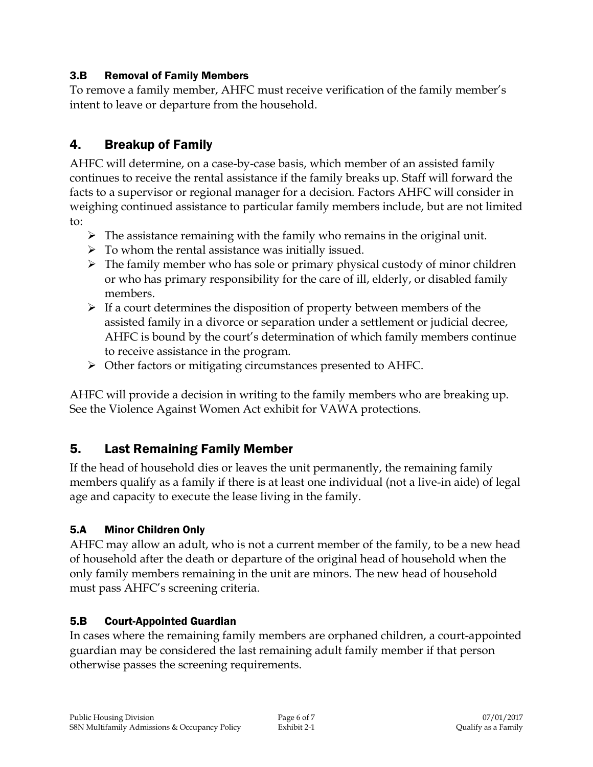### 3.B Removal of Family Members

To remove a family member, AHFC must receive verification of the family member's intent to leave or departure from the household.

## 4. Breakup of Family

AHFC will determine, on a case-by-case basis, which member of an assisted family continues to receive the rental assistance if the family breaks up. Staff will forward the facts to a supervisor or regional manager for a decision. Factors AHFC will consider in weighing continued assistance to particular family members include, but are not limited to:

- The assistance remaining with the family who remains in the original unit.
- To whom the rental assistance was initially issued.
- The family member who has sole or primary physical custody of minor children or who has primary responsibility for the care of ill, elderly, or disabled family members.
- If a court determines the disposition of property between members of the assisted family in a divorce or separation under a settlement or judicial decree, AHFC is bound by the court's determination of which family members continue to receive assistance in the program.
- Other factors or mitigating circumstances presented to AHFC.

AHFC will provide a decision in writing to the family members who are breaking up. See the Violence Against Women Act exhibit for VAWA protections.

## 5. Last Remaining Family Member

If the head of household dies or leaves the unit permanently, the remaining family members qualify as a family if there is at least one individual (not a live-in aide) of legal age and capacity to execute the lease living in the family.

### 5.A Minor Children Only

AHFC may allow an adult, who is not a current member of the family, to be a new head of household after the death or departure of the original head of household when the only family members remaining in the unit are minors. The new head of household must pass AHFC's screening criteria.

### 5.B Court-Appointed Guardian

In cases where the remaining family members are orphaned children, a court-appointed guardian may be considered the last remaining adult family member if that person otherwise passes the screening requirements.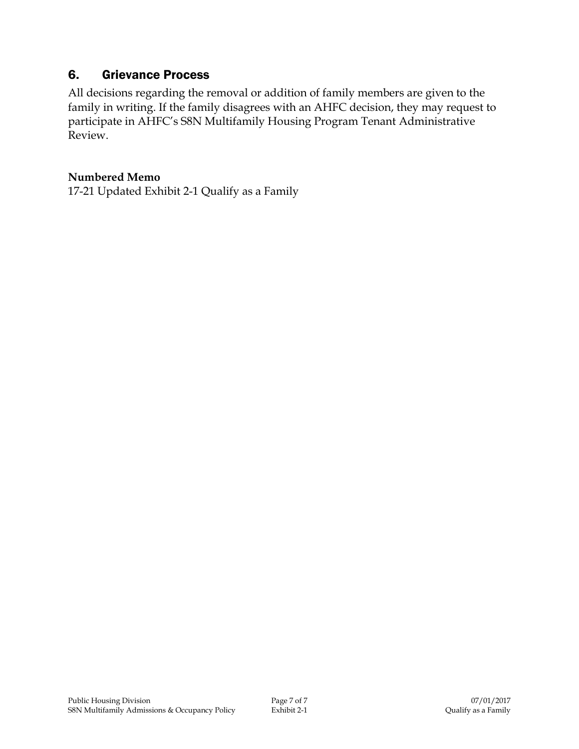## 6. Grievance Process

All decisions regarding the removal or addition of family members are given to the family in writing. If the family disagrees with an AHFC decision, they may request to participate in AHFC's S8N Multifamily Housing Program Tenant Administrative Review.

**Numbered Memo**

17-21 Updated Exhibit 2-1 Qualify as a Family